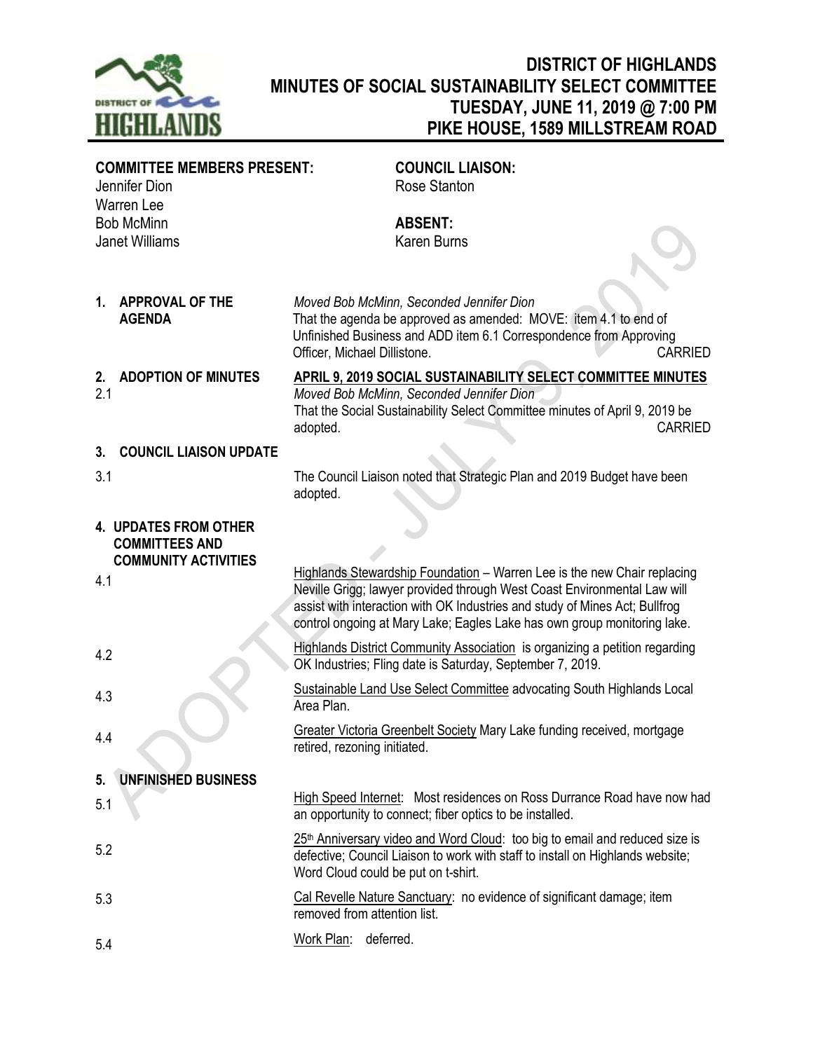# DISTRICT OF HIGHLANDS
## MINUTES OF SOCIAL SUSTAINABILITY SELECT COMMITTEE
## TUESDAY, JUNE 11, 2019 @ 7:00 PM
## PIKE HOUSE, 1589 MILLSTREAM ROAD

**COMMITTEE MEMBERS PRESENT:**
Jennifer Dion
Warren Lee
Bob McMinn
Janet Williams

**COUNCIL LIAISON:**
Rose Stanton

**ABSENT:**
Karen Burns

**1. APPROVAL OF THE AGENDA**

*Moved Bob McMinn, Seconded Jennifer Dion*
That the agenda be approved as amended: MOVE: item 4.1 to end of Unfinished Business and ADD item 6.1 Correspondence from Approving Officer, Michael Dillistone. CARRIED

**2. ADOPTION OF MINUTES**

2.1 **APRIL 9, 2019 SOCIAL SUSTAINABILITY SELECT COMMITTEE MINUTES**
*Moved Bob McMinn, Seconded Jennifer Dion*
That the Social Sustainability Select Committee minutes of April 9, 2019 be adopted. CARRIED

**3. COUNCIL LIAISON UPDATE**

3.1 The Council Liaison noted that Strategic Plan and 2019 Budget have been adopted.

**4. UPDATES FROM OTHER COMMITTEES AND COMMUNITY ACTIVITIES**

4.1 Highlands Stewardship Foundation – Warren Lee is the new Chair replacing Neville Grigg; lawyer provided through West Coast Environmental Law will assist with interaction with OK Industries and study of Mines Act; Bullfrog control ongoing at Mary Lake; Eagles Lake has own group monitoring lake.

4.2 Highlands District Community Association is organizing a petition regarding OK Industries; Fling date is Saturday, September 7, 2019.

4.3 Sustainable Land Use Select Committee advocating South Highlands Local Area Plan.

4.4 Greater Victoria Greenbelt Society Mary Lake funding received, mortgage retired, rezoning initiated.

**5. UNFINISHED BUSINESS**

5.1 High Speed Internet: Most residences on Ross Durrance Road have now had an opportunity to connect; fiber optics to be installed.

5.2 25th Anniversary video and Word Cloud: too big to email and reduced size is defective; Council Liaison to work with staff to install on Highlands website; Word Cloud could be put on t-shirt.

5.3 Cal Revelle Nature Sanctuary: no evidence of significant damage; item removed from attention list.

5.4 Work Plan: deferred.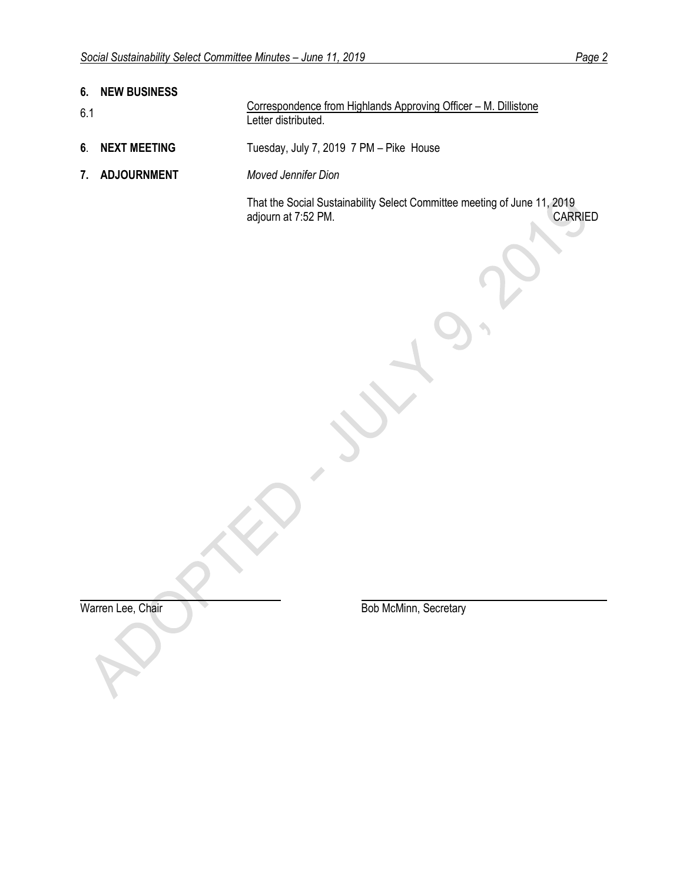**6. NEW BUSINESS**

6.1 Correspondence from Highlands Approving Officer – M. Dillistone
Letter distributed.

**6. NEXT MEETING** Tuesday, July 7, 2019 7 PM – Pike House

**7. ADJOURNMENT** *Moved Jennifer Dion*

That the Social Sustainability Select Committee meeting of June 11, 2019 adjourn at 7:52 PM. CARRIED

ADOPTED - JULY 9, 2019

Warren Lee, Chair

Bob McMinn, Secretary